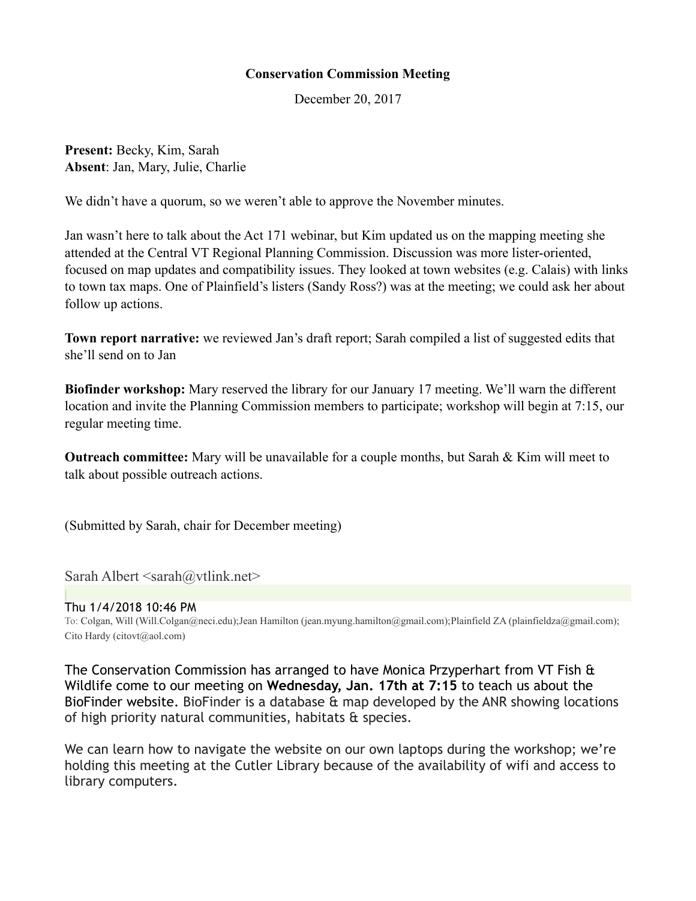**Conservation Commission Meeting**

December 20, 2017

**Present:** Becky, Kim, Sarah
**Absent**: Jan, Mary, Julie, Charlie

We didn't have a quorum, so we weren't able to approve the November minutes.

Jan wasn't here to talk about the Act 171 webinar, but Kim updated us on the mapping meeting she attended at the Central VT Regional Planning Commission. Discussion was more lister-oriented, focused on map updates and compatibility issues. They looked at town websites (e.g. Calais) with links to town tax maps. One of Plainfield's listers (Sandy Ross?) was at the meeting; we could ask her about follow up actions.

**Town report narrative:** we reviewed Jan's draft report; Sarah compiled a list of suggested edits that she'll send on to Jan

**Biofinder workshop:** Mary reserved the library for our January 17 meeting. We'll warn the different location and invite the Planning Commission members to participate; workshop will begin at 7:15, our regular meeting time.

**Outreach committee:** Mary will be unavailable for a couple months, but Sarah & Kim will meet to talk about possible outreach actions.

(Submitted by Sarah, chair for December meeting)

Sarah Albert <sarah@vtlink.net>

Thu 1/4/2018 10:46 PM
To: Colgan, Will (Will.Colgan@neci.edu);Jean Hamilton (jean.myung.hamilton@gmail.com);Plainfield ZA (plainfieldza@gmail.com); Cito Hardy (citovt@aol.com)

The Conservation Commission has arranged to have Monica Przyperhart from VT Fish & Wildlife come to our meeting on **Wednesday, Jan. 17th at 7:15** to teach us about the BioFinder website. BioFinder is a database & map developed by the ANR showing locations of high priority natural communities, habitats & species.

We can learn how to navigate the website on our own laptops during the workshop; we're holding this meeting at the Cutler Library because of the availability of wifi and access to library computers.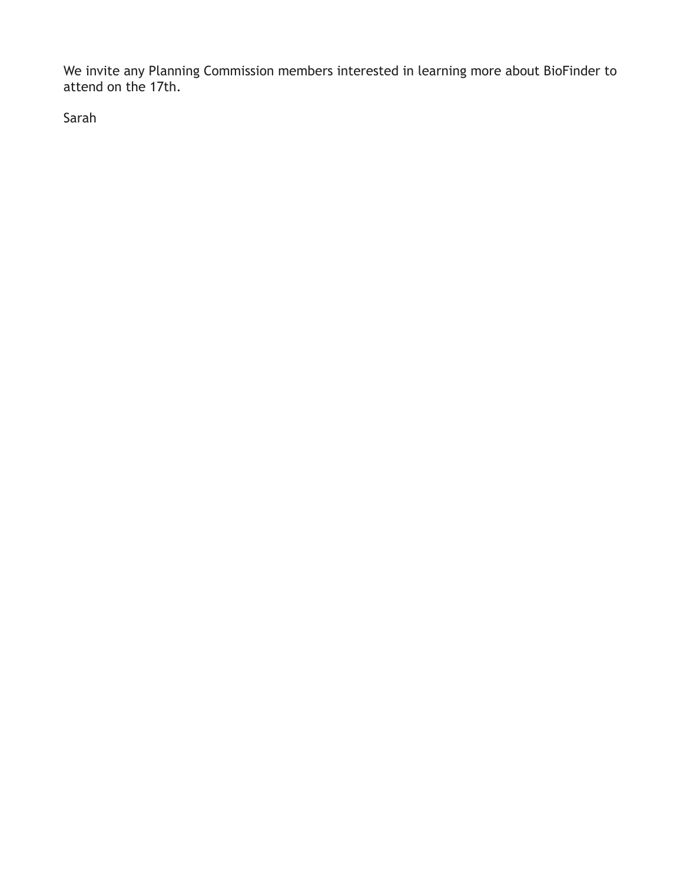We invite any Planning Commission members interested in learning more about BioFinder to attend on the 17th.

Sarah